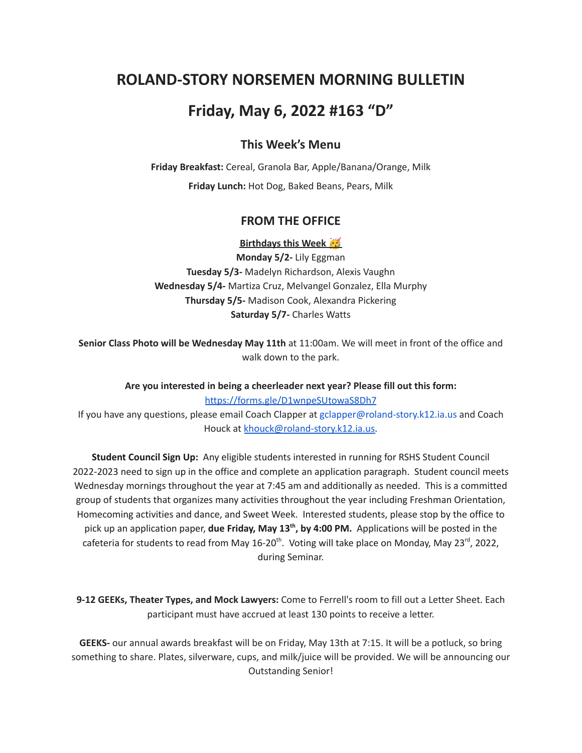# ROLAND-STORY NORSEMEN MORNING BULLETIN

# Friday, May 6, 2022 #163 "D"

## This Week's Menu

**Friday Breakfast:** Cereal, Granola Bar, Apple/Banana/Orange, Milk

**Friday Lunch:** Hot Dog, Baked Beans, Pears, Milk

## FROM THE OFFICE

**Birthdays this Week 🥳**

**Monday 5/2-** Lily Eggman
**Tuesday 5/3-** Madelyn Richardson, Alexis Vaughn
**Wednesday 5/4-** Martiza Cruz, Melvangel Gonzalez, Ella Murphy
**Thursday 5/5-** Madison Cook, Alexandra Pickering
**Saturday 5/7-** Charles Watts

**Senior Class Photo will be Wednesday May 11th** at 11:00am. We will meet in front of the office and walk down to the park.

**Are you interested in being a cheerleader next year? Please fill out this form:**
https://forms.gle/D1wnpeSUtowaS8Dh7
If you have any questions, please email Coach Clapper at gclapper@roland-story.k12.ia.us and Coach Houck at khouck@roland-story.k12.ia.us.

**Student Council Sign Up:** Any eligible students interested in running for RSHS Student Council 2022-2023 need to sign up in the office and complete an application paragraph. Student council meets Wednesday mornings throughout the year at 7:45 am and additionally as needed. This is a committed group of students that organizes many activities throughout the year including Freshman Orientation, Homecoming activities and dance, and Sweet Week. Interested students, please stop by the office to pick up an application paper, **due Friday, May 13th, by 4:00 PM.** Applications will be posted in the cafeteria for students to read from May 16-20th. Voting will take place on Monday, May 23rd, 2022, during Seminar.

**9-12 GEEKs, Theater Types, and Mock Lawyers:** Come to Ferrell's room to fill out a Letter Sheet. Each participant must have accrued at least 130 points to receive a letter.

**GEEKS-** our annual awards breakfast will be on Friday, May 13th at 7:15. It will be a potluck, so bring something to share. Plates, silverware, cups, and milk/juice will be provided. We will be announcing our Outstanding Senior!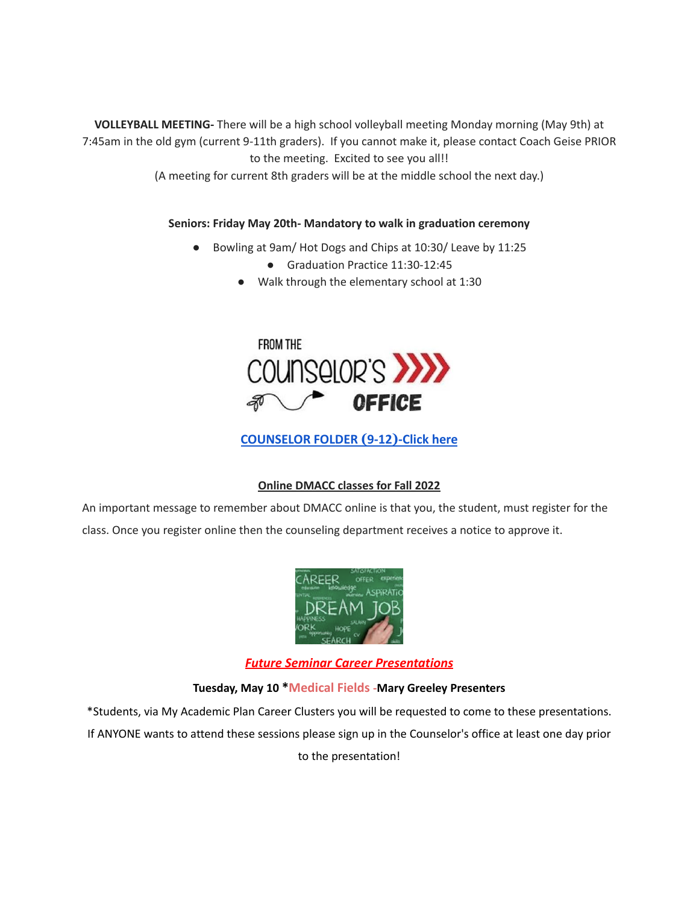**VOLLEYBALL MEETING-** There will be a high school volleyball meeting Monday morning (May 9th) at 7:45am in the old gym (current 9-11th graders). If you cannot make it, please contact Coach Geise PRIOR to the meeting. Excited to see you all!!
(A meeting for current 8th graders will be at the middle school the next day.)

**Seniors: Friday May 20th- Mandatory to walk in graduation ceremony**

- Bowling at 9am/ Hot Dogs and Chips at 10:30/ Leave by 11:25
  - Graduation Practice 11:30-12:45
- Walk through the elementary school at 1:30

FROM THE COUNSELOR'S OFFICE

**COUNSELOR FOLDER (9-12)-Click here**

**Online DMACC classes for Fall 2022**

An important message to remember about DMACC online is that you, the student, must register for the class. Once you register online then the counseling department receives a notice to approve it.

***Future Seminar Career Presentations***

**Tuesday, May 10 *Medical Fields -Mary Greeley Presenters**

*Students, via My Academic Plan Career Clusters you will be requested to come to these presentations. If ANYONE wants to attend these sessions please sign up in the Counselor's office at least one day prior to the presentation!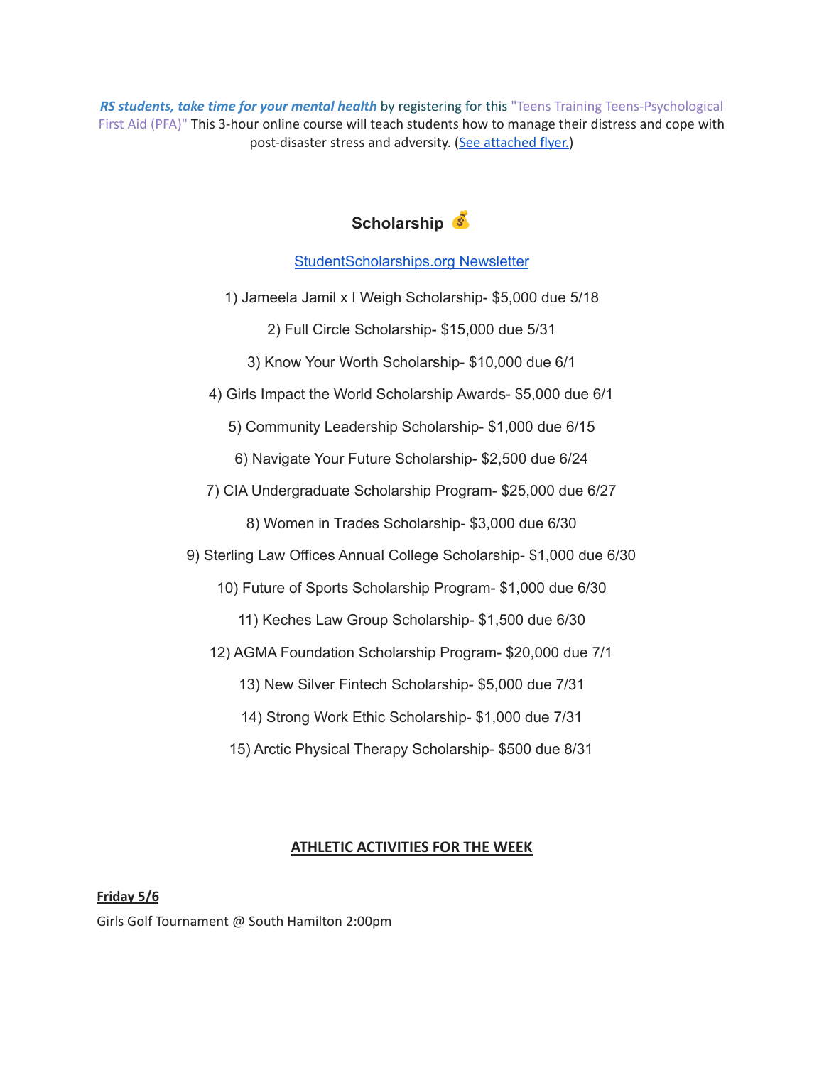***RS students, take time for your mental health*** by registering for this "Teens Training Teens-Psychological First Aid (PFA)" This 3-hour online course will teach students how to manage their distress and cope with post-disaster stress and adversity. (See attached flyer.)

## Scholarship 💰

StudentScholarships.org Newsletter

1) Jameela Jamil x I Weigh Scholarship- $5,000 due 5/18

2) Full Circle Scholarship- $15,000 due 5/31

3) Know Your Worth Scholarship- $10,000 due 6/1

4) Girls Impact the World Scholarship Awards- $5,000 due 6/1

5) Community Leadership Scholarship- $1,000 due 6/15

6) Navigate Your Future Scholarship- $2,500 due 6/24

7) CIA Undergraduate Scholarship Program- $25,000 due 6/27

8) Women in Trades Scholarship- $3,000 due 6/30

9) Sterling Law Offices Annual College Scholarship- $1,000 due 6/30

10) Future of Sports Scholarship Program- $1,000 due 6/30

11) Keches Law Group Scholarship- $1,500 due 6/30

12) AGMA Foundation Scholarship Program- $20,000 due 7/1

13) New Silver Fintech Scholarship- $5,000 due 7/31

14) Strong Work Ethic Scholarship- $1,000 due 7/31

15) Arctic Physical Therapy Scholarship- $500 due 8/31

## ATHLETIC ACTIVITIES FOR THE WEEK

**Friday 5/6**

Girls Golf Tournament @ South Hamilton 2:00pm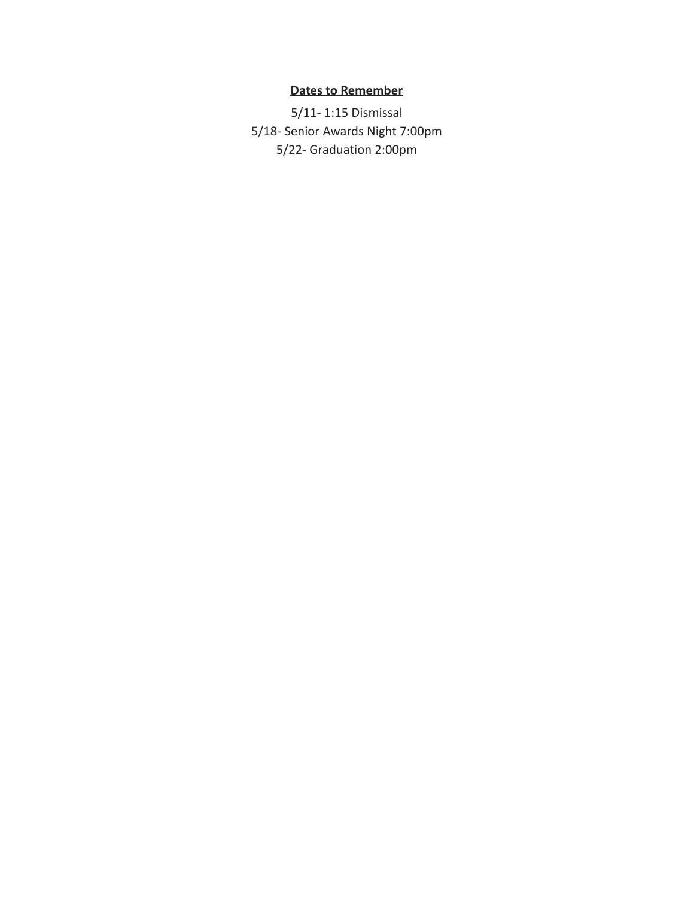**Dates to Remember**

5/11- 1:15 Dismissal
5/18- Senior Awards Night 7:00pm
5/22- Graduation 2:00pm